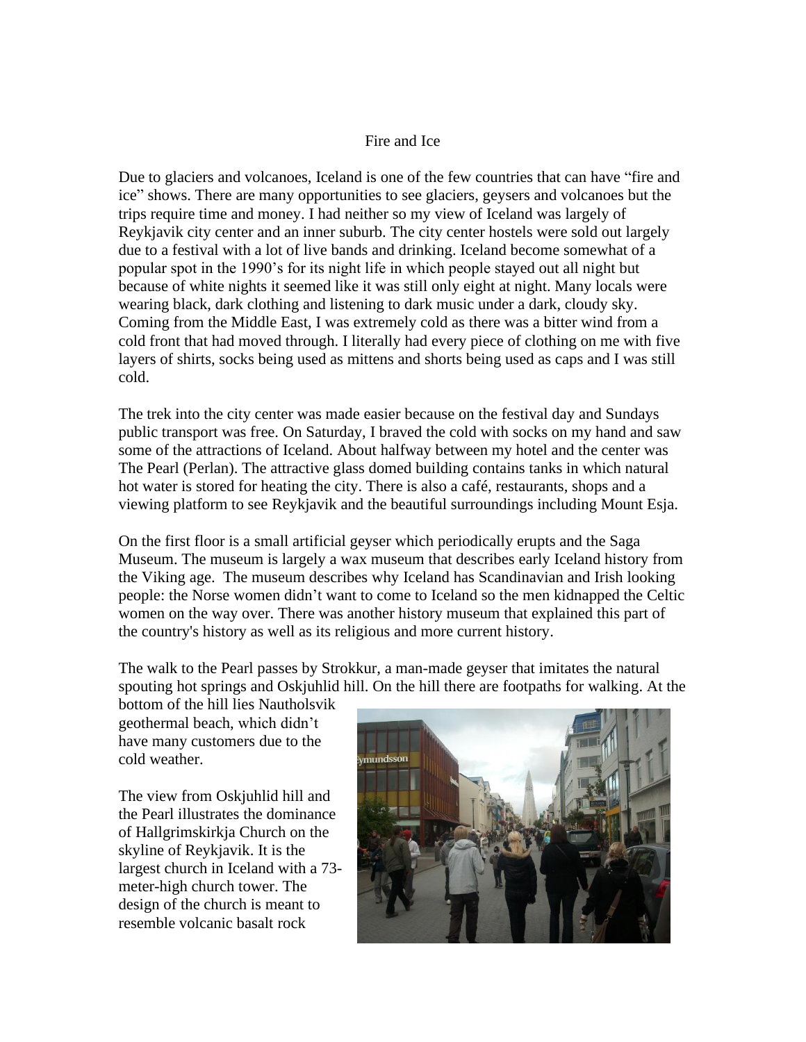# Fire and Ice

Due to glaciers and volcanoes, Iceland is one of the few countries that can have "fire and ice" shows. There are many opportunities to see glaciers, geysers and volcanoes but the trips require time and money. I had neither so my view of Iceland was largely of Reykjavik city center and an inner suburb. The city center hostels were sold out largely due to a festival with a lot of live bands and drinking. Iceland become somewhat of a popular spot in the 1990's for its night life in which people stayed out all night but because of white nights it seemed like it was still only eight at night. Many locals were wearing black, dark clothing and listening to dark music under a dark, cloudy sky. Coming from the Middle East, I was extremely cold as there was a bitter wind from a cold front that had moved through. I literally had every piece of clothing on me with five layers of shirts, socks being used as mittens and shorts being used as caps and I was still cold.

The trek into the city center was made easier because on the festival day and Sundays public transport was free. On Saturday, I braved the cold with socks on my hand and saw some of the attractions of Iceland. About halfway between my hotel and the center was The Pearl (Perlan). The attractive glass domed building contains tanks in which natural hot water is stored for heating the city. There is also a café, restaurants, shops and a viewing platform to see Reykjavik and the beautiful surroundings including Mount Esja.

On the first floor is a small artificial geyser which periodically erupts and the Saga Museum. The museum is largely a wax museum that describes early Iceland history from the Viking age. The museum describes why Iceland has Scandinavian and Irish looking people: the Norse women didn't want to come to Iceland so the men kidnapped the Celtic women on the way over. There was another history museum that explained this part of the country's history as well as its religious and more current history.

The walk to the Pearl passes by Strokkur, a man-made geyser that imitates the natural spouting hot springs and Oskjuhlid hill. On the hill there are footpaths for walking. At the bottom of the hill lies Nautholsvik geothermal beach, which didn't have many customers due to the cold weather.

The view from Oskjuhlid hill and the Pearl illustrates the dominance of Hallgrimskirkja Church on the skyline of Reykjavik. It is the largest church in Iceland with a 73-meter-high church tower. The design of the church is meant to resemble volcanic basalt rock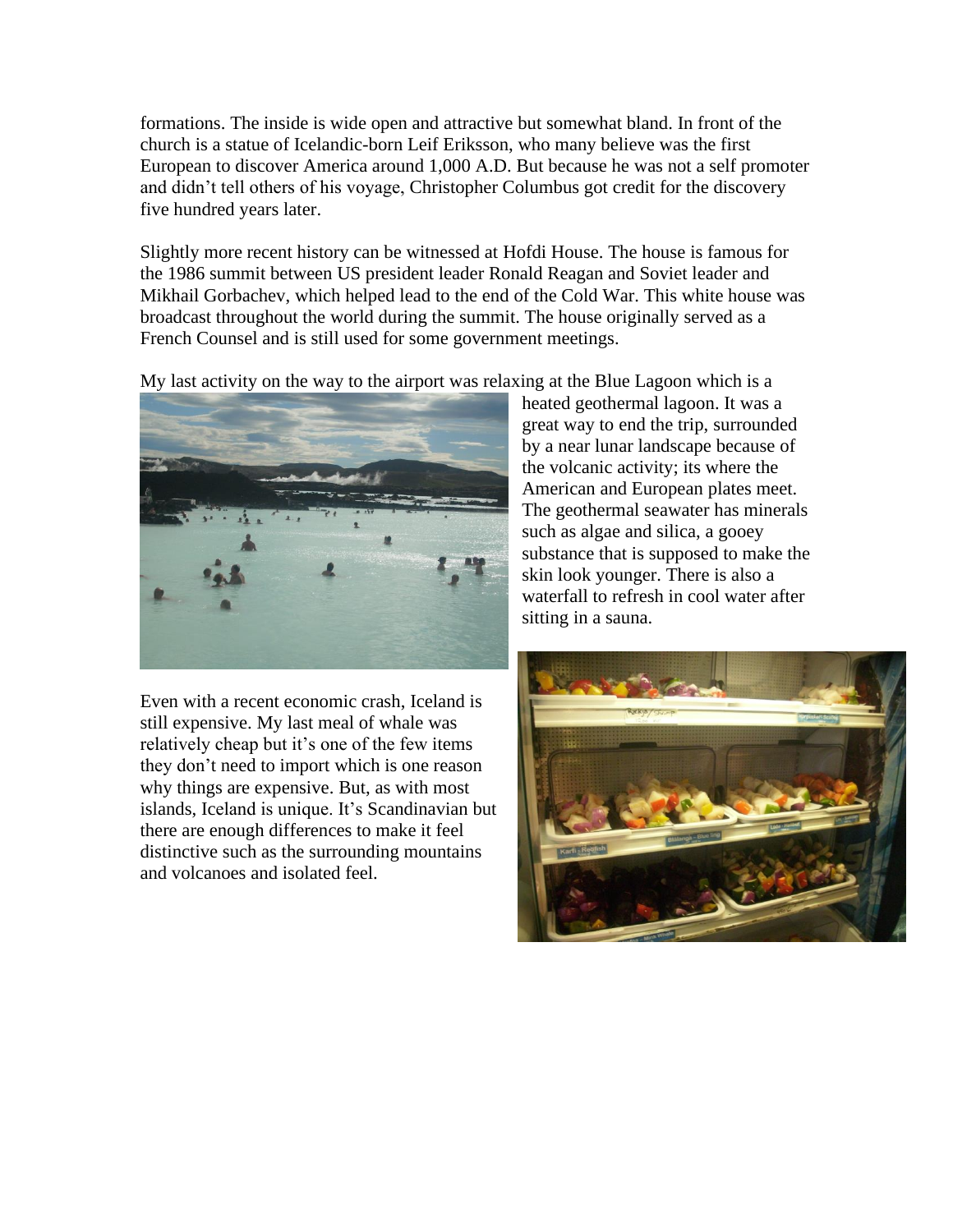formations. The inside is wide open and attractive but somewhat bland. In front of the church is a statue of Icelandic-born Leif Eriksson, who many believe was the first European to discover America around 1,000 A.D. But because he was not a self promoter and didn't tell others of his voyage, Christopher Columbus got credit for the discovery five hundred years later.

Slightly more recent history can be witnessed at Hofdi House. The house is famous for the 1986 summit between US president leader Ronald Reagan and Soviet leader and Mikhail Gorbachev, which helped lead to the end of the Cold War. This white house was broadcast throughout the world during the summit. The house originally served as a French Counsel and is still used for some government meetings.

My last activity on the way to the airport was relaxing at the Blue Lagoon which is a heated geothermal lagoon. It was a great way to end the trip, surrounded by a near lunar landscape because of the volcanic activity; its where the American and European plates meet. The geothermal seawater has minerals such as algae and silica, a gooey substance that is supposed to make the skin look younger. There is also a waterfall to refresh in cool water after sitting in a sauna.

Even with a recent economic crash, Iceland is still expensive. My last meal of whale was relatively cheap but it's one of the few items they don't need to import which is one reason why things are expensive. But, as with most islands, Iceland is unique. It's Scandinavian but there are enough differences to make it feel distinctive such as the surrounding mountains and volcanoes and isolated feel.